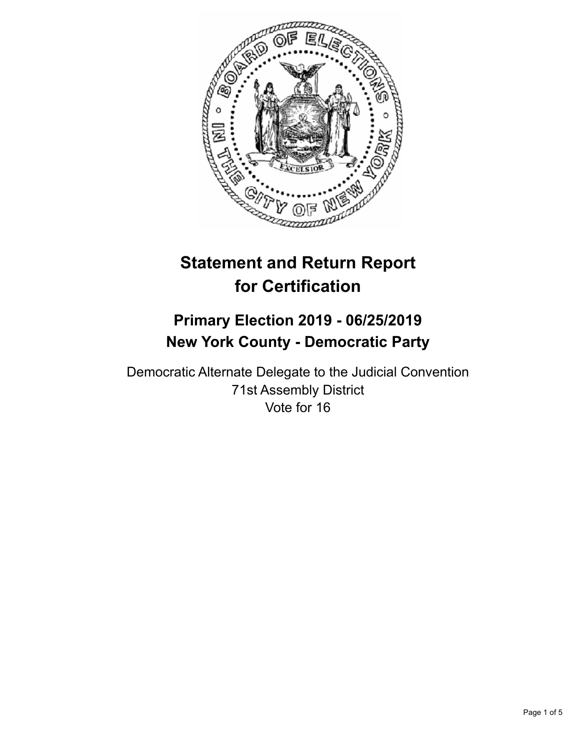# Statement and Return Report for Certification

## Primary Election 2019 - 06/25/2019
## New York County - Democratic Party

Democratic Alternate Delegate to the Judicial Convention
71st Assembly District
Vote for 16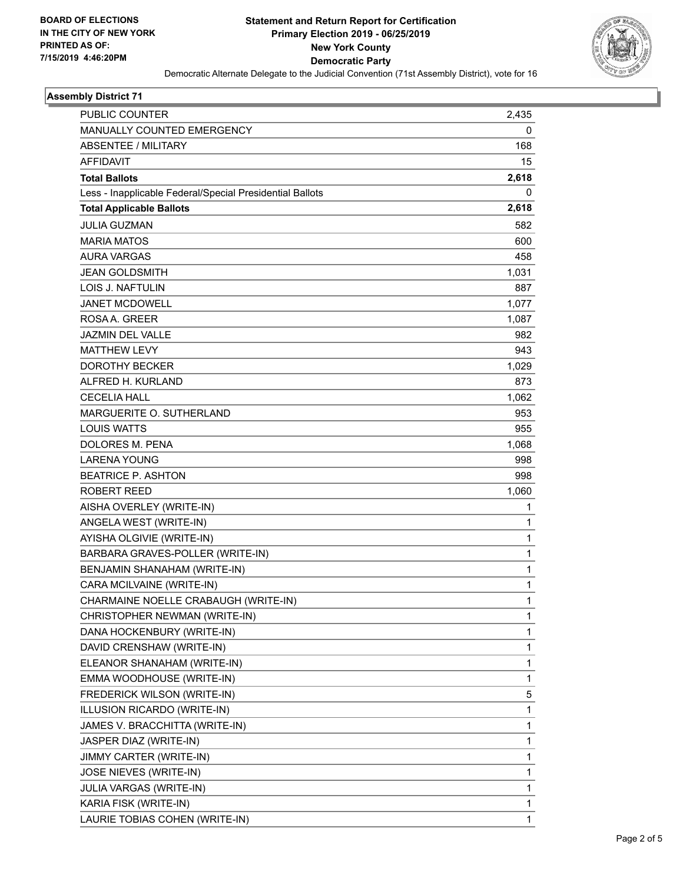BOARD OF ELECTIONS
IN THE CITY OF NEW YORK
PRINTED AS OF:
7/15/2019 4:46:20PM

**Statement and Return Report for Certification**
**Primary Election 2019 - 06/25/2019**
**New York County**
**Democratic Party**
Democratic Alternate Delegate to the Judicial Convention (71st Assembly District), vote for 16

### Assembly District 71

| | |
|---|---|
| PUBLIC COUNTER | 2,435 |
| MANUALLY COUNTED EMERGENCY | 0 |
| ABSENTEE / MILITARY | 168 |
| AFFIDAVIT | 15 |
| **Total Ballots** | **2,618** |
| Less - Inapplicable Federal/Special Presidential Ballots | 0 |
| **Total Applicable Ballots** | **2,618** |
| JULIA GUZMAN | 582 |
| MARIA MATOS | 600 |
| AURA VARGAS | 458 |
| JEAN GOLDSMITH | 1,031 |
| LOIS J. NAFTULIN | 887 |
| JANET MCDOWELL | 1,077 |
| ROSA A. GREER | 1,087 |
| JAZMIN DEL VALLE | 982 |
| MATTHEW LEVY | 943 |
| DOROTHY BECKER | 1,029 |
| ALFRED H. KURLAND | 873 |
| CECELIA HALL | 1,062 |
| MARGUERITE O. SUTHERLAND | 953 |
| LOUIS WATTS | 955 |
| DOLORES M. PENA | 1,068 |
| LARENA YOUNG | 998 |
| BEATRICE P. ASHTON | 998 |
| ROBERT REED | 1,060 |
| AISHA OVERLEY (WRITE-IN) | 1 |
| ANGELA WEST (WRITE-IN) | 1 |
| AYISHA OLGIVIE (WRITE-IN) | 1 |
| BARBARA GRAVES-POLLER (WRITE-IN) | 1 |
| BENJAMIN SHANAHAM (WRITE-IN) | 1 |
| CARA MCILVAINE (WRITE-IN) | 1 |
| CHARMAINE NOELLE CRABAUGH (WRITE-IN) | 1 |
| CHRISTOPHER NEWMAN (WRITE-IN) | 1 |
| DANA HOCKENBURY (WRITE-IN) | 1 |
| DAVID CRENSHAW (WRITE-IN) | 1 |
| ELEANOR SHANAHAM (WRITE-IN) | 1 |
| EMMA WOODHOUSE (WRITE-IN) | 1 |
| FREDERICK WILSON (WRITE-IN) | 5 |
| ILLUSION RICARDO (WRITE-IN) | 1 |
| JAMES V. BRACCHITTA (WRITE-IN) | 1 |
| JASPER DIAZ (WRITE-IN) | 1 |
| JIMMY CARTER (WRITE-IN) | 1 |
| JOSE NIEVES (WRITE-IN) | 1 |
| JULIA VARGAS (WRITE-IN) | 1 |
| KARIA FISK (WRITE-IN) | 1 |
| LAURIE TOBIAS COHEN (WRITE-IN) | 1 |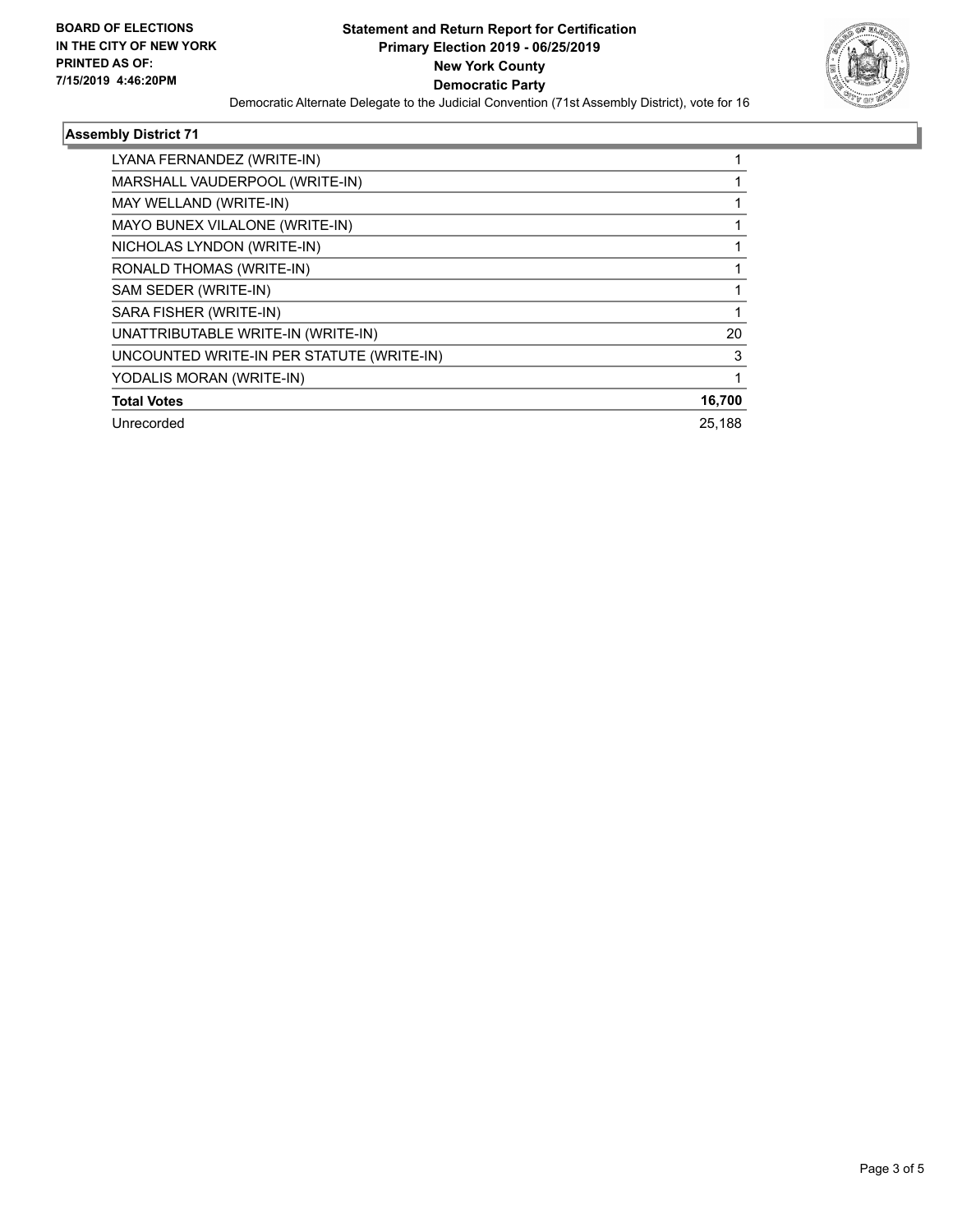**BOARD OF ELECTIONS IN THE CITY OF NEW YORK PRINTED AS OF: 7/15/2019 4:46:20PM**

**Statement and Return Report for Certification Primary Election 2019 - 06/25/2019 New York County Democratic Party**

Democratic Alternate Delegate to the Judicial Convention (71st Assembly District), vote for 16

### Assembly District 71

| | |
|---|---|
| LYANA FERNANDEZ (WRITE-IN) | 1 |
| MARSHALL VAUDERPOOL (WRITE-IN) | 1 |
| MAY WELLAND (WRITE-IN) | 1 |
| MAYO BUNEX VILALONE (WRITE-IN) | 1 |
| NICHOLAS LYNDON (WRITE-IN) | 1 |
| RONALD THOMAS (WRITE-IN) | 1 |
| SAM SEDER (WRITE-IN) | 1 |
| SARA FISHER (WRITE-IN) | 1 |
| UNATTRIBUTABLE WRITE-IN (WRITE-IN) | 20 |
| UNCOUNTED WRITE-IN PER STATUTE (WRITE-IN) | 3 |
| YODALIS MORAN (WRITE-IN) | 1 |
| **Total Votes** | **16,700** |
| Unrecorded | 25,188 |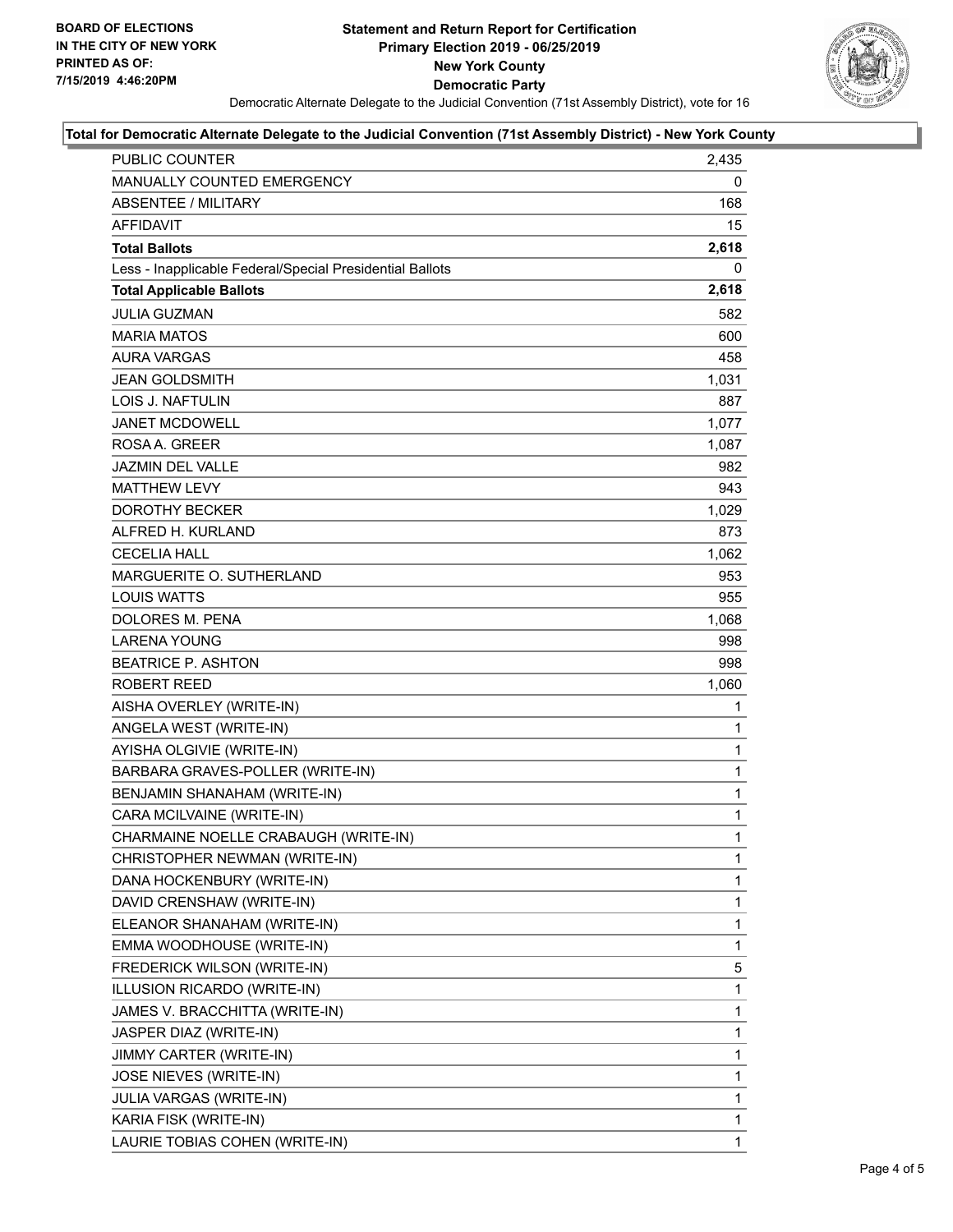BOARD OF ELECTIONS
IN THE CITY OF NEW YORK
PRINTED AS OF:
7/15/2019 4:46:20PM

# Statement and Return Report for Certification
## Primary Election 2019 - 06/25/2019
## New York County
## Democratic Party

Democratic Alternate Delegate to the Judicial Convention (71st Assembly District), vote for 16

**Total for Democratic Alternate Delegate to the Judicial Convention (71st Assembly District) - New York County**

| | |
|---|---|
| PUBLIC COUNTER | 2,435 |
| MANUALLY COUNTED EMERGENCY | 0 |
| ABSENTEE / MILITARY | 168 |
| AFFIDAVIT | 15 |
| **Total Ballots** | **2,618** |
| Less - Inapplicable Federal/Special Presidential Ballots | 0 |
| **Total Applicable Ballots** | **2,618** |
| JULIA GUZMAN | 582 |
| MARIA MATOS | 600 |
| AURA VARGAS | 458 |
| JEAN GOLDSMITH | 1,031 |
| LOIS J. NAFTULIN | 887 |
| JANET MCDOWELL | 1,077 |
| ROSA A. GREER | 1,087 |
| JAZMIN DEL VALLE | 982 |
| MATTHEW LEVY | 943 |
| DOROTHY BECKER | 1,029 |
| ALFRED H. KURLAND | 873 |
| CECELIA HALL | 1,062 |
| MARGUERITE O. SUTHERLAND | 953 |
| LOUIS WATTS | 955 |
| DOLORES M. PENA | 1,068 |
| LARENA YOUNG | 998 |
| BEATRICE P. ASHTON | 998 |
| ROBERT REED | 1,060 |
| AISHA OVERLEY (WRITE-IN) | 1 |
| ANGELA WEST (WRITE-IN) | 1 |
| AYISHA OLGIVIE (WRITE-IN) | 1 |
| BARBARA GRAVES-POLLER (WRITE-IN) | 1 |
| BENJAMIN SHANAHAM (WRITE-IN) | 1 |
| CARA MCILVAINE (WRITE-IN) | 1 |
| CHARMAINE NOELLE CRABAUGH (WRITE-IN) | 1 |
| CHRISTOPHER NEWMAN (WRITE-IN) | 1 |
| DANA HOCKENBURY (WRITE-IN) | 1 |
| DAVID CRENSHAW (WRITE-IN) | 1 |
| ELEANOR SHANAHAM (WRITE-IN) | 1 |
| EMMA WOODHOUSE (WRITE-IN) | 1 |
| FREDERICK WILSON (WRITE-IN) | 5 |
| ILLUSION RICARDO (WRITE-IN) | 1 |
| JAMES V. BRACCHITTA (WRITE-IN) | 1 |
| JASPER DIAZ (WRITE-IN) | 1 |
| JIMMY CARTER (WRITE-IN) | 1 |
| JOSE NIEVES (WRITE-IN) | 1 |
| JULIA VARGAS (WRITE-IN) | 1 |
| KARIA FISK (WRITE-IN) | 1 |
| LAURIE TOBIAS COHEN (WRITE-IN) | 1 |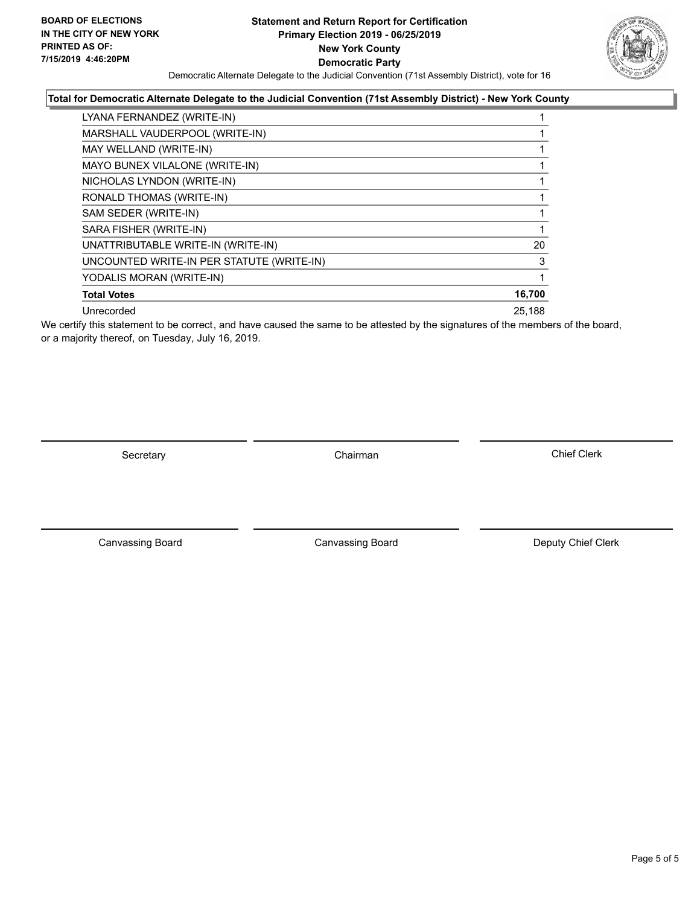**BOARD OF ELECTIONS IN THE CITY OF NEW YORK PRINTED AS OF: 7/15/2019 4:46:20PM**

**Statement and Return Report for Certification**
**Primary Election 2019 - 06/25/2019**
**New York County**
**Democratic Party**

Democratic Alternate Delegate to the Judicial Convention (71st Assembly District), vote for 16

### Total for Democratic Alternate Delegate to the Judicial Convention (71st Assembly District) - New York County

| | |
|---|---|
| LYANA FERNANDEZ (WRITE-IN) | 1 |
| MARSHALL VAUDERPOOL (WRITE-IN) | 1 |
| MAY WELLAND (WRITE-IN) | 1 |
| MAYO BUNEX VILALONE (WRITE-IN) | 1 |
| NICHOLAS LYNDON (WRITE-IN) | 1 |
| RONALD THOMAS (WRITE-IN) | 1 |
| SAM SEDER (WRITE-IN) | 1 |
| SARA FISHER (WRITE-IN) | 1 |
| UNATTRIBUTABLE WRITE-IN (WRITE-IN) | 20 |
| UNCOUNTED WRITE-IN PER STATUTE (WRITE-IN) | 3 |
| YODALIS MORAN (WRITE-IN) | 1 |
| **Total Votes** | **16,700** |
| Unrecorded | 25,188 |

We certify this statement to be correct, and have caused the same to be attested by the signatures of the members of the board, or a majority thereof, on Tuesday, July 16, 2019.

Secretary

Chairman

Chief Clerk

Canvassing Board

Canvassing Board

Deputy Chief Clerk